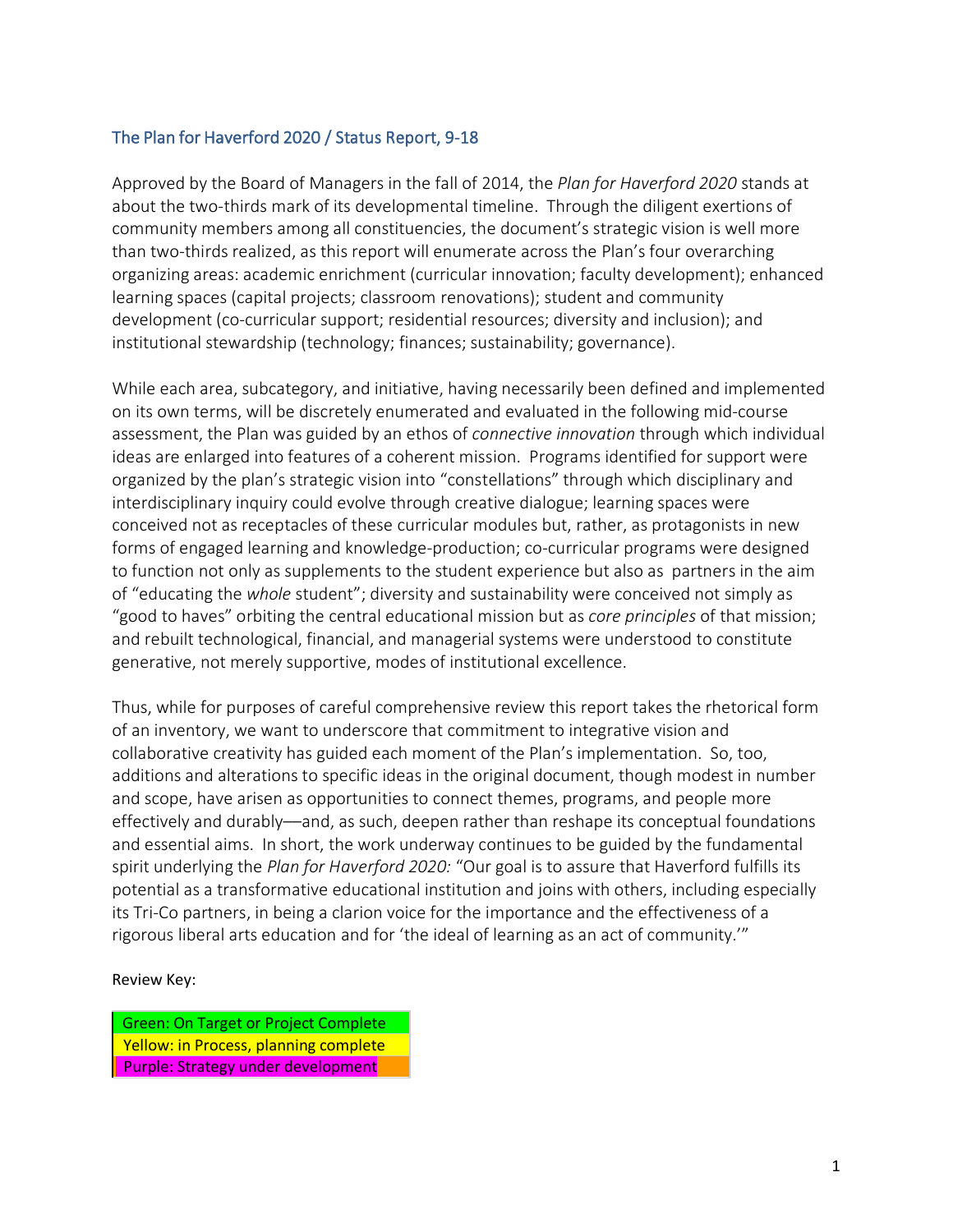## The Plan for Haverford 2020 / Status Report, 9-18

Approved by the Board of Managers in the fall of 2014, the *Plan for Haverford 2020* stands at about the two-thirds mark of its developmental timeline. Through the diligent exertions of community members among all constituencies, the document's strategic vision is well more than two-thirds realized, as this report will enumerate across the Plan's four overarching organizing areas: academic enrichment (curricular innovation; faculty development); enhanced learning spaces (capital projects; classroom renovations); student and community development (co-curricular support; residential resources; diversity and inclusion); and institutional stewardship (technology; finances; sustainability; governance).

While each area, subcategory, and initiative, having necessarily been defined and implemented on its own terms, will be discretely enumerated and evaluated in the following mid-course assessment, the Plan was guided by an ethos of *connective innovation* through which individual ideas are enlarged into features of a coherent mission. Programs identified for support were organized by the plan's strategic vision into "constellations" through which disciplinary and interdisciplinary inquiry could evolve through creative dialogue; learning spaces were conceived not as receptacles of these curricular modules but, rather, as protagonists in new forms of engaged learning and knowledge-production; co-curricular programs were designed to function not only as supplements to the student experience but also as partners in the aim of "educating the *whole* student"; diversity and sustainability were conceived not simply as "good to haves" orbiting the central educational mission but as *core principles* of that mission; and rebuilt technological, financial, and managerial systems were understood to constitute generative, not merely supportive, modes of institutional excellence.

Thus, while for purposes of careful comprehensive review this report takes the rhetorical form of an inventory, we want to underscore that commitment to integrative vision and collaborative creativity has guided each moment of the Plan's implementation. So, too, additions and alterations to specific ideas in the original document, though modest in number and scope, have arisen as opportunities to connect themes, programs, and people more effectively and durably—and, as such, deepen rather than reshape its conceptual foundations and essential aims. In short, the work underway continues to be guided by the fundamental spirit underlying the *Plan for Haverford 2020:* "Our goal is to assure that Haverford fulfills its potential as a transformative educational institution and joins with others, including especially its Tri-Co partners, in being a clarion voice for the importance and the effectiveness of a rigorous liberal arts education and for 'the ideal of learning as an act of community.'"

Review Key:

| Review Key |
|---|
| Green: On Target or Project Complete |
| Yellow: in Process, planning complete |
| Purple: Strategy under development |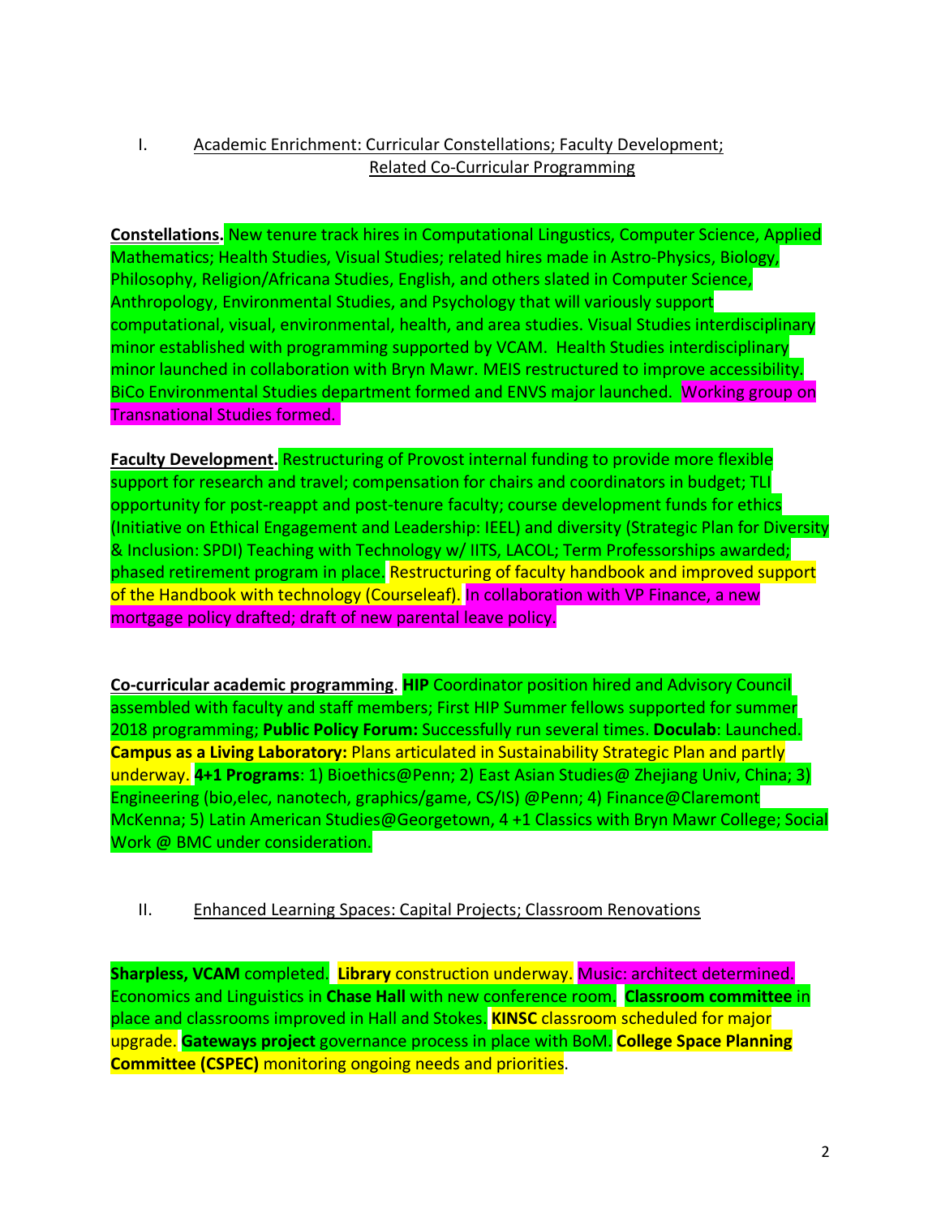I. <u>Academic Enrichment: Curricular Constellations; Faculty Development; Related Co-Curricular Programming</u>

**<u>Constellations</u>.** New tenure track hires in Computational Lingustics, Computer Science, Applied Mathematics; Health Studies, Visual Studies; related hires made in Astro-Physics, Biology, Philosophy, Religion/Africana Studies, English, and others slated in Computer Science, Anthropology, Environmental Studies, and Psychology that will variously support computational, visual, environmental, health, and area studies. Visual Studies interdisciplinary minor established with programming supported by VCAM. Health Studies interdisciplinary minor launched in collaboration with Bryn Mawr. MEIS restructured to improve accessibility. BiCo Environmental Studies department formed and ENVS major launched. Working group on Transnational Studies formed.

**<u>Faculty Development</u>.** Restructuring of Provost internal funding to provide more flexible support for research and travel; compensation for chairs and coordinators in budget; TLI opportunity for post-reappt and post-tenure faculty; course development funds for ethics (Initiative on Ethical Engagement and Leadership: IEEL) and diversity (Strategic Plan for Diversity & Inclusion: SPDI) Teaching with Technology w/ IITS, LACOL; Term Professorships awarded; phased retirement program in place. Restructuring of faculty handbook and improved support of the Handbook with technology (Courseleaf). In collaboration with VP Finance, a new mortgage policy drafted; draft of new parental leave policy.

**<u>Co-curricular academic programming</u>**. **HIP** Coordinator position hired and Advisory Council assembled with faculty and staff members; First HIP Summer fellows supported for summer 2018 programming; **Public Policy Forum:** Successfully run several times. **Doculab**: Launched. **Campus as a Living Laboratory:** Plans articulated in Sustainability Strategic Plan and partly underway. **4+1 Programs**: 1) Bioethics@Penn; 2) East Asian Studies@ Zhejiang Univ, China; 3) Engineering (bio,elec, nanotech, graphics/game, CS/IS) @Penn; 4) Finance@Claremont McKenna; 5) Latin American Studies@Georgetown, 4 +1 Classics with Bryn Mawr College; Social Work @ BMC under consideration.

II. <u>Enhanced Learning Spaces: Capital Projects; Classroom Renovations</u>

**Sharpless, VCAM** completed. **Library** construction underway. Music: architect determined. Economics and Linguistics in **Chase Hall** with new conference room. **Classroom committee** in place and classrooms improved in Hall and Stokes. **KINSC** classroom scheduled for major upgrade. **Gateways project** governance process in place with BoM. **College Space Planning Committee (CSPEC)** monitoring ongoing needs and priorities.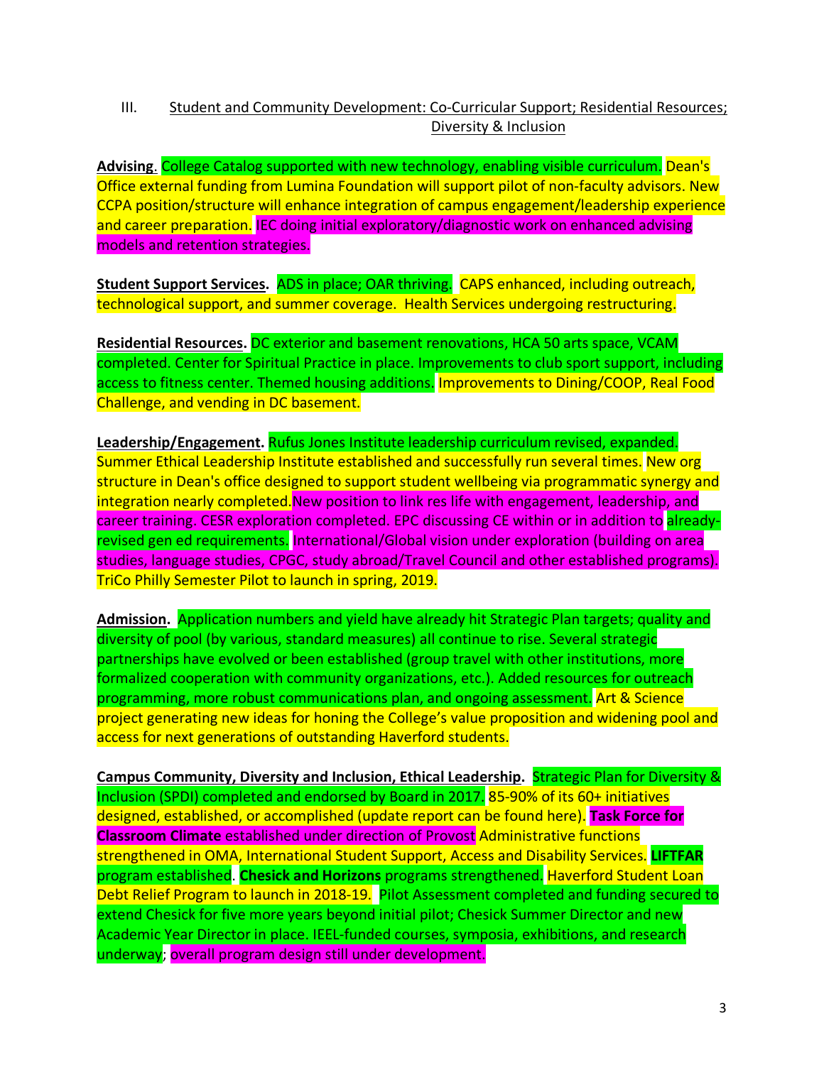## III. Student and Community Development: Co-Curricular Support; Residential Resources; Diversity & Inclusion

**Advising**. College Catalog supported with new technology, enabling visible curriculum. Dean's Office external funding from Lumina Foundation will support pilot of non-faculty advisors. New CCPA position/structure will enhance integration of campus engagement/leadership experience and career preparation. IEC doing initial exploratory/diagnostic work on enhanced advising models and retention strategies.

**Student Support Services.** ADS in place; OAR thriving. CAPS enhanced, including outreach, technological support, and summer coverage. Health Services undergoing restructuring.

**Residential Resources.** DC exterior and basement renovations, HCA 50 arts space, VCAM completed. Center for Spiritual Practice in place. Improvements to club sport support, including access to fitness center. Themed housing additions. Improvements to Dining/COOP, Real Food Challenge, and vending in DC basement.

**Leadership/Engagement.** Rufus Jones Institute leadership curriculum revised, expanded. Summer Ethical Leadership Institute established and successfully run several times. New org structure in Dean's office designed to support student wellbeing via programmatic synergy and integration nearly completed. New position to link res life with engagement, leadership, and career training. CESR exploration completed. EPC discussing CE within or in addition to already-revised gen ed requirements. International/Global vision under exploration (building on area studies, language studies, CPGC, study abroad/Travel Council and other established programs). TriCo Philly Semester Pilot to launch in spring, 2019.

**Admission.** Application numbers and yield have already hit Strategic Plan targets; quality and diversity of pool (by various, standard measures) all continue to rise. Several strategic partnerships have evolved or been established (group travel with other institutions, more formalized cooperation with community organizations, etc.). Added resources for outreach programming, more robust communications plan, and ongoing assessment. Art & Science project generating new ideas for honing the College's value proposition and widening pool and access for next generations of outstanding Haverford students.

**Campus Community, Diversity and Inclusion, Ethical Leadership.** Strategic Plan for Diversity & Inclusion (SPDI) completed and endorsed by Board in 2017. 85-90% of its 60+ initiatives designed, established, or accomplished (update report can be found here). **Task Force for Classroom Climate** established under direction of Provost Administrative functions strengthened in OMA, International Student Support, Access and Disability Services. **LIFTFAR** program established. **Chesick and Horizons** programs strengthened. Haverford Student Loan Debt Relief Program to launch in 2018-19. Pilot Assessment completed and funding secured to extend Chesick for five more years beyond initial pilot; Chesick Summer Director and new Academic Year Director in place. IEEL-funded courses, symposia, exhibitions, and research underway; overall program design still under development.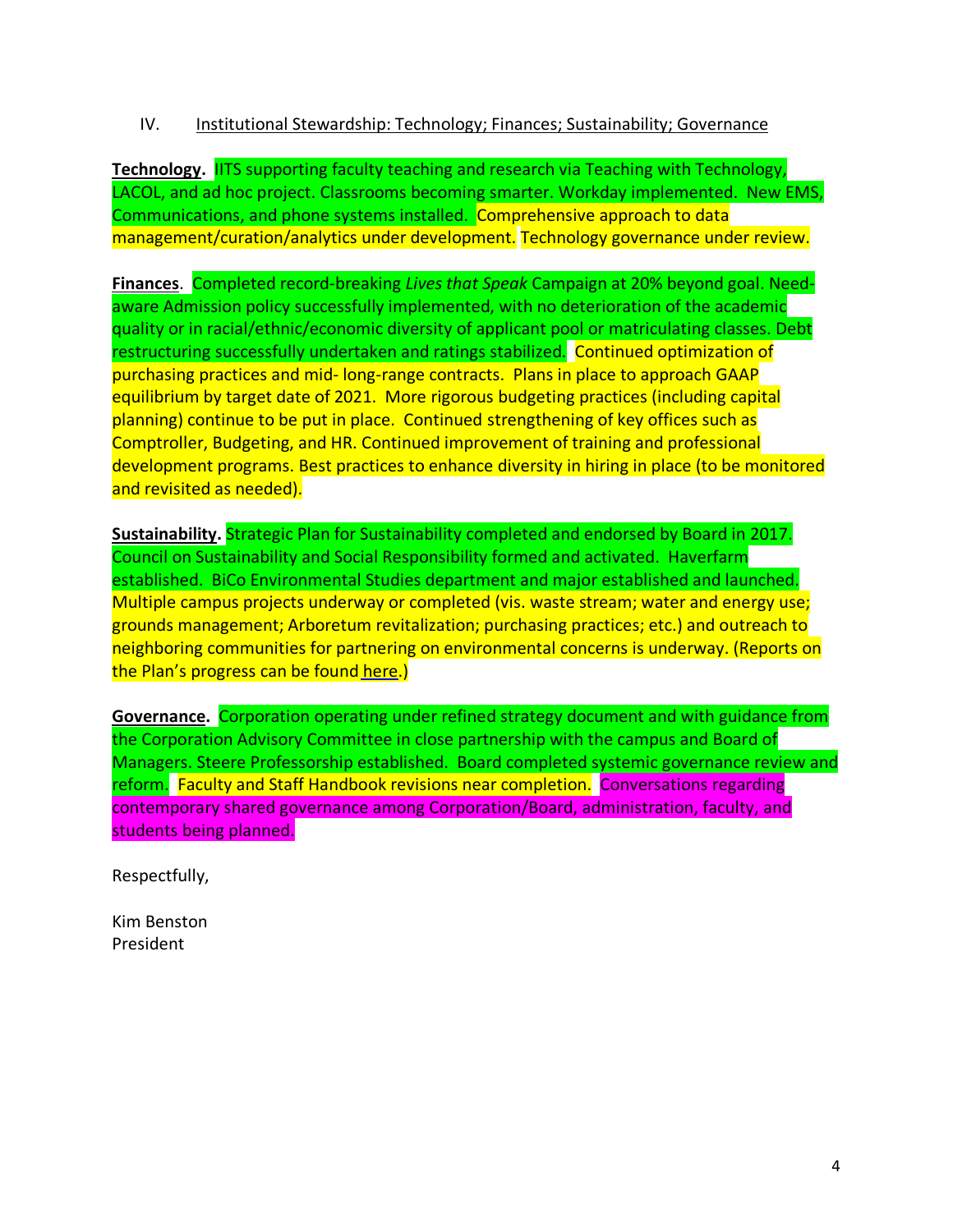IV. Institutional Stewardship: Technology; Finances; Sustainability; Governance

**Technology.** IITS supporting faculty teaching and research via Teaching with Technology, LACOL, and ad hoc project. Classrooms becoming smarter. Workday implemented. New EMS, Communications, and phone systems installed. Comprehensive approach to data management/curation/analytics under development. Technology governance under review.

**Finances**. Completed record-breaking *Lives that Speak* Campaign at 20% beyond goal. Need-aware Admission policy successfully implemented, with no deterioration of the academic quality or in racial/ethnic/economic diversity of applicant pool or matriculating classes. Debt restructuring successfully undertaken and ratings stabilized. Continued optimization of purchasing practices and mid- long-range contracts. Plans in place to approach GAAP equilibrium by target date of 2021. More rigorous budgeting practices (including capital planning) continue to be put in place. Continued strengthening of key offices such as Comptroller, Budgeting, and HR. Continued improvement of training and professional development programs. Best practices to enhance diversity in hiring in place (to be monitored and revisited as needed).

**Sustainability.** Strategic Plan for Sustainability completed and endorsed by Board in 2017. Council on Sustainability and Social Responsibility formed and activated. Haverfarm established. BiCo Environmental Studies department and major established and launched. Multiple campus projects underway or completed (vis. waste stream; water and energy use; grounds management; Arboretum revitalization; purchasing practices; etc.) and outreach to neighboring communities for partnering on environmental concerns is underway. (Reports on the Plan's progress can be found here.)

**Governance.** Corporation operating under refined strategy document and with guidance from the Corporation Advisory Committee in close partnership with the campus and Board of Managers. Steere Professorship established. Board completed systemic governance review and reform. Faculty and Staff Handbook revisions near completion. Conversations regarding contemporary shared governance among Corporation/Board, administration, faculty, and students being planned.

Respectfully,

Kim Benston
President